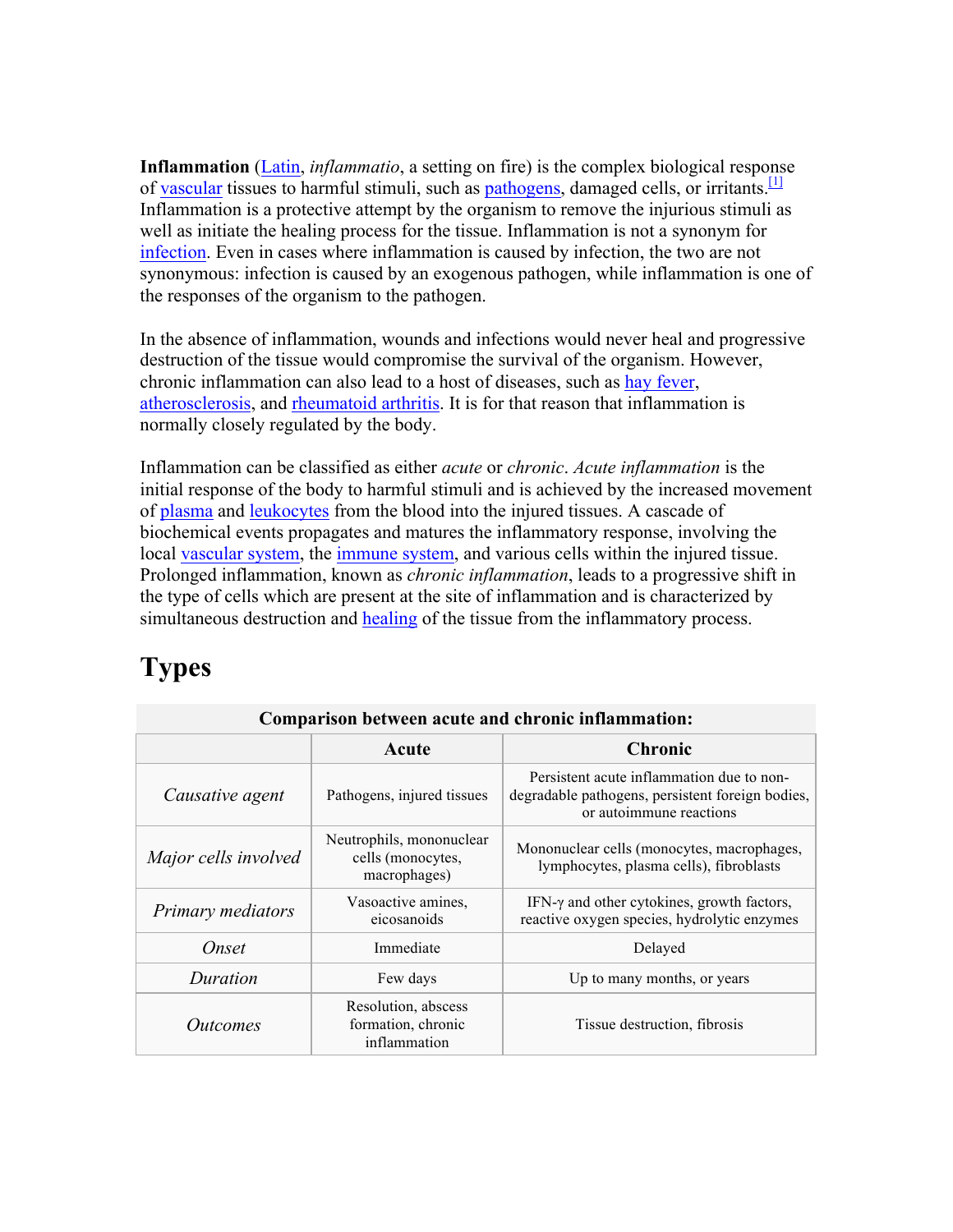**Inflammation** (Latin, *inflammatio*, a setting on fire) is the complex biological response of vascular tissues to harmful stimuli, such as pathogens, damaged cells, or irritants.[1] Inflammation is a protective attempt by the organism to remove the injurious stimuli as well as initiate the healing process for the tissue. Inflammation is not a synonym for infection. Even in cases where inflammation is caused by infection, the two are not synonymous: infection is caused by an exogenous pathogen, while inflammation is one of the responses of the organism to the pathogen.

In the absence of inflammation, wounds and infections would never heal and progressive destruction of the tissue would compromise the survival of the organism. However, chronic inflammation can also lead to a host of diseases, such as hay fever, atherosclerosis, and rheumatoid arthritis. It is for that reason that inflammation is normally closely regulated by the body.

Inflammation can be classified as either *acute* or *chronic*. *Acute inflammation* is the initial response of the body to harmful stimuli and is achieved by the increased movement of plasma and leukocytes from the blood into the injured tissues. A cascade of biochemical events propagates and matures the inflammatory response, involving the local vascular system, the immune system, and various cells within the injured tissue. Prolonged inflammation, known as *chronic inflammation*, leads to a progressive shift in the type of cells which are present at the site of inflammation and is characterized by simultaneous destruction and healing of the tissue from the inflammatory process.

# Types

**Comparison between acute and chronic inflammation:**

| | Acute | Chronic |
|---|---|---|
| *Causative agent* | Pathogens, injured tissues | Persistent acute inflammation due to non-degradable pathogens, persistent foreign bodies, or autoimmune reactions |
| *Major cells involved* | Neutrophils, mononuclear cells (monocytes, macrophages) | Mononuclear cells (monocytes, macrophages, lymphocytes, plasma cells), fibroblasts |
| *Primary mediators* | Vasoactive amines, eicosanoids | IFN-γ and other cytokines, growth factors, reactive oxygen species, hydrolytic enzymes |
| *Onset* | Immediate | Delayed |
| *Duration* | Few days | Up to many months, or years |
| *Outcomes* | Resolution, abscess formation, chronic inflammation | Tissue destruction, fibrosis |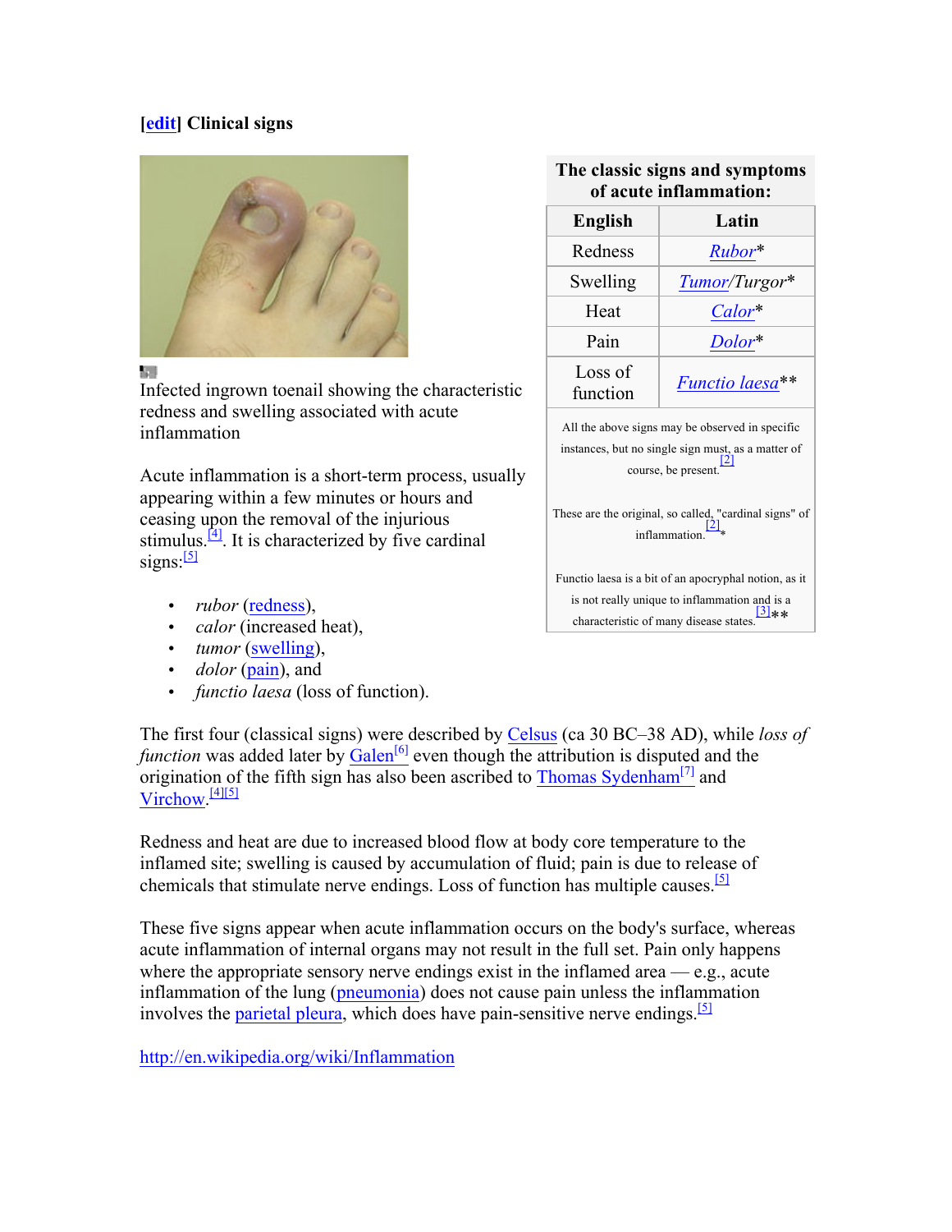## [edit] Clinical signs

Infected ingrown toenail showing the characteristic redness and swelling associated with acute inflammation

Acute inflammation is a short-term process, usually appearing within a few minutes or hours and ceasing upon the removal of the injurious stimulus.[4]. It is characterized by five cardinal signs:[5]

- *rubor* (redness),
- *calor* (increased heat),
- *tumor* (swelling),
- *dolor* (pain), and
- *functio laesa* (loss of function).

**The classic signs and symptoms of acute inflammation:**

| English | Latin |
|---|---|
| Redness | *Rubor** |
| Swelling | *Tumor/Turgor** |
| Heat | *Calor** |
| Pain | *Dolor** |
| Loss of function | *Functio laesa*** |

All the above signs may be observed in specific instances, but no single sign must, as a matter of course, be present.[2]

These are the original, so called, "cardinal signs" of inflammation.[2]*

Functio laesa is a bit of an apocryphal notion, as it is not really unique to inflammation and is a characteristic of many disease states.[3]**

The first four (classical signs) were described by Celsus (ca 30 BC–38 AD), while *loss of function* was added later by Galen[6] even though the attribution is disputed and the origination of the fifth sign has also been ascribed to Thomas Sydenham[7] and Virchow.[4][5]

Redness and heat are due to increased blood flow at body core temperature to the inflamed site; swelling is caused by accumulation of fluid; pain is due to release of chemicals that stimulate nerve endings. Loss of function has multiple causes.[5]

These five signs appear when acute inflammation occurs on the body's surface, whereas acute inflammation of internal organs may not result in the full set. Pain only happens where the appropriate sensory nerve endings exist in the inflamed area — e.g., acute inflammation of the lung (pneumonia) does not cause pain unless the inflammation involves the parietal pleura, which does have pain-sensitive nerve endings.[5]

http://en.wikipedia.org/wiki/Inflammation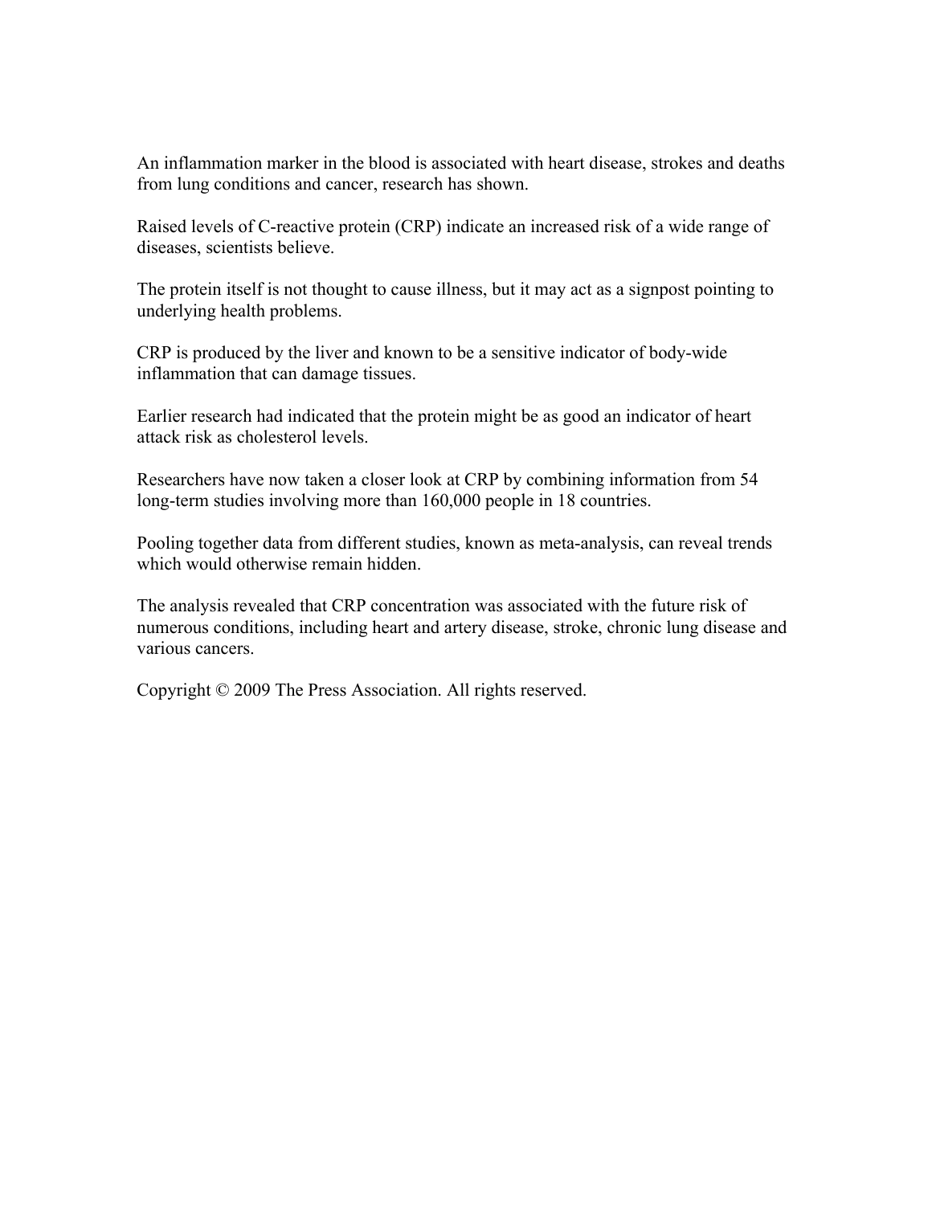An inflammation marker in the blood is associated with heart disease, strokes and deaths from lung conditions and cancer, research has shown.

Raised levels of C-reactive protein (CRP) indicate an increased risk of a wide range of diseases, scientists believe.

The protein itself is not thought to cause illness, but it may act as a signpost pointing to underlying health problems.

CRP is produced by the liver and known to be a sensitive indicator of body-wide inflammation that can damage tissues.

Earlier research had indicated that the protein might be as good an indicator of heart attack risk as cholesterol levels.

Researchers have now taken a closer look at CRP by combining information from 54 long-term studies involving more than 160,000 people in 18 countries.

Pooling together data from different studies, known as meta-analysis, can reveal trends which would otherwise remain hidden.

The analysis revealed that CRP concentration was associated with the future risk of numerous conditions, including heart and artery disease, stroke, chronic lung disease and various cancers.

Copyright © 2009 The Press Association. All rights reserved.